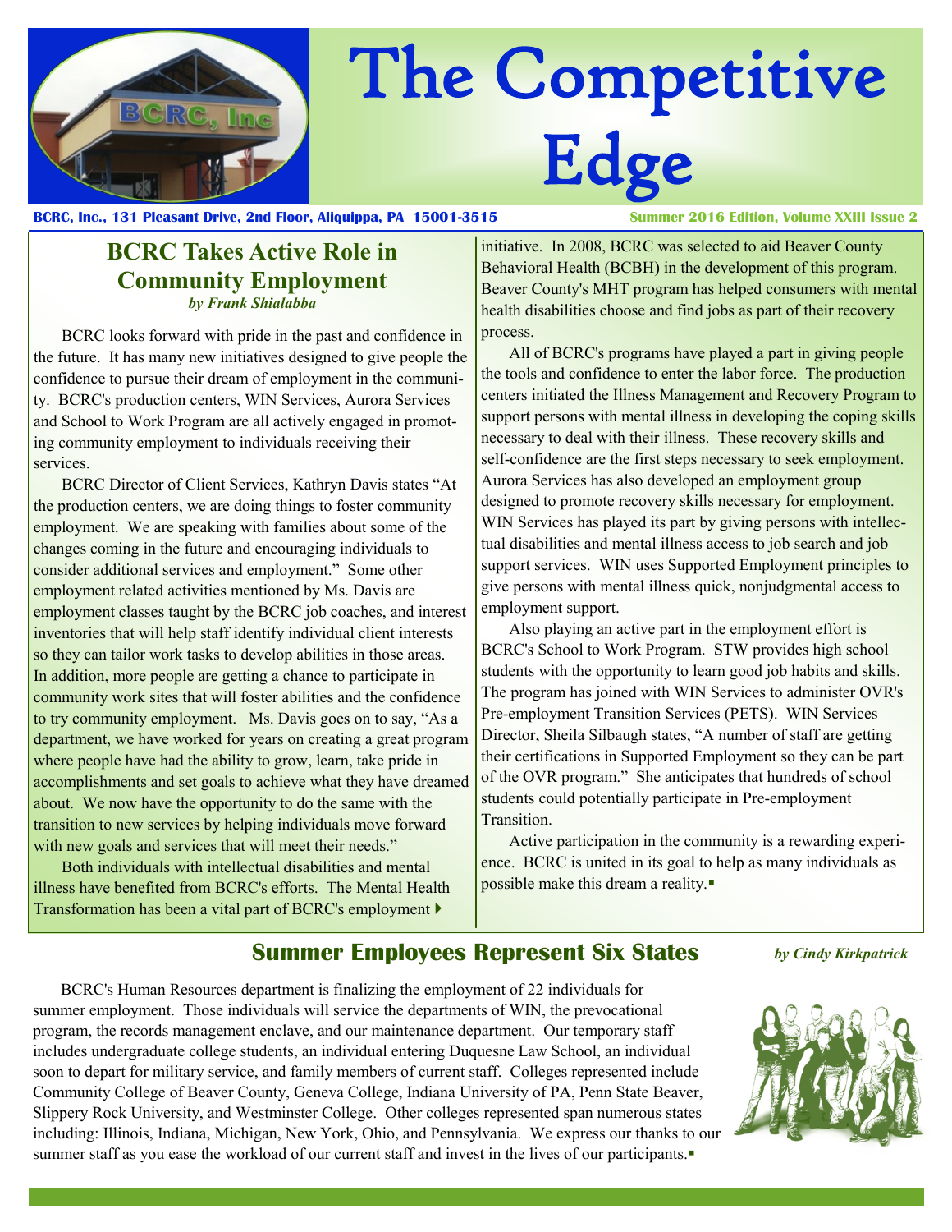# The Competitive Edge

**BCRC, Inc., 131 Pleasant Drive, 2nd Floor, Aliquippa, PA 15001-3515**

**Summer 2016 Edition, Volume XXIII Issue 2**

## BCRC Takes Active Role in Community Employment

*by Frank Shialabba*

BCRC looks forward with pride in the past and confidence in the future. It has many new initiatives designed to give people the confidence to pursue their dream of employment in the community. BCRC's production centers, WIN Services, Aurora Services and School to Work Program are all actively engaged in promoting community employment to individuals receiving their services.

BCRC Director of Client Services, Kathryn Davis states "At the production centers, we are doing things to foster community employment. We are speaking with families about some of the changes coming in the future and encouraging individuals to consider additional services and employment." Some other employment related activities mentioned by Ms. Davis are employment classes taught by the BCRC job coaches, and interest inventories that will help staff identify individual client interests so they can tailor work tasks to develop abilities in those areas. In addition, more people are getting a chance to participate in community work sites that will foster abilities and the confidence to try community employment. Ms. Davis goes on to say, "As a department, we have worked for years on creating a great program where people have had the ability to grow, learn, take pride in accomplishments and set goals to achieve what they have dreamed about. We now have the opportunity to do the same with the transition to new services by helping individuals move forward with new goals and services that will meet their needs."

Both individuals with intellectual disabilities and mental illness have benefited from BCRC's efforts. The Mental Health Transformation has been a vital part of BCRC's employment initiative. In 2008, BCRC was selected to aid Beaver County Behavioral Health (BCBH) in the development of this program. Beaver County's MHT program has helped consumers with mental health disabilities choose and find jobs as part of their recovery process.

All of BCRC's programs have played a part in giving people the tools and confidence to enter the labor force. The production centers initiated the Illness Management and Recovery Program to support persons with mental illness in developing the coping skills necessary to deal with their illness. These recovery skills and self-confidence are the first steps necessary to seek employment. Aurora Services has also developed an employment group designed to promote recovery skills necessary for employment. WIN Services has played its part by giving persons with intellectual disabilities and mental illness access to job search and job support services. WIN uses Supported Employment principles to give persons with mental illness quick, nonjudgmental access to employment support.

Also playing an active part in the employment effort is BCRC's School to Work Program. STW provides high school students with the opportunity to learn good job habits and skills. The program has joined with WIN Services to administer OVR's Pre-employment Transition Services (PETS). WIN Services Director, Sheila Silbaugh states, "A number of staff are getting their certifications in Supported Employment so they can be part of the OVR program." She anticipates that hundreds of school students could potentially participate in Pre-employment Transition.

Active participation in the community is a rewarding experience. BCRC is united in its goal to help as many individuals as possible make this dream a reality.▪

## Summer Employees Represent Six States

*by Cindy Kirkpatrick*

BCRC's Human Resources department is finalizing the employment of 22 individuals for summer employment. Those individuals will service the departments of WIN, the prevocational program, the records management enclave, and our maintenance department. Our temporary staff includes undergraduate college students, an individual entering Duquesne Law School, an individual soon to depart for military service, and family members of current staff. Colleges represented include Community College of Beaver County, Geneva College, Indiana University of PA, Penn State Beaver, Slippery Rock University, and Westminster College. Other colleges represented span numerous states including: Illinois, Indiana, Michigan, New York, Ohio, and Pennsylvania. We express our thanks to our summer staff as you ease the workload of our current staff and invest in the lives of our participants.▪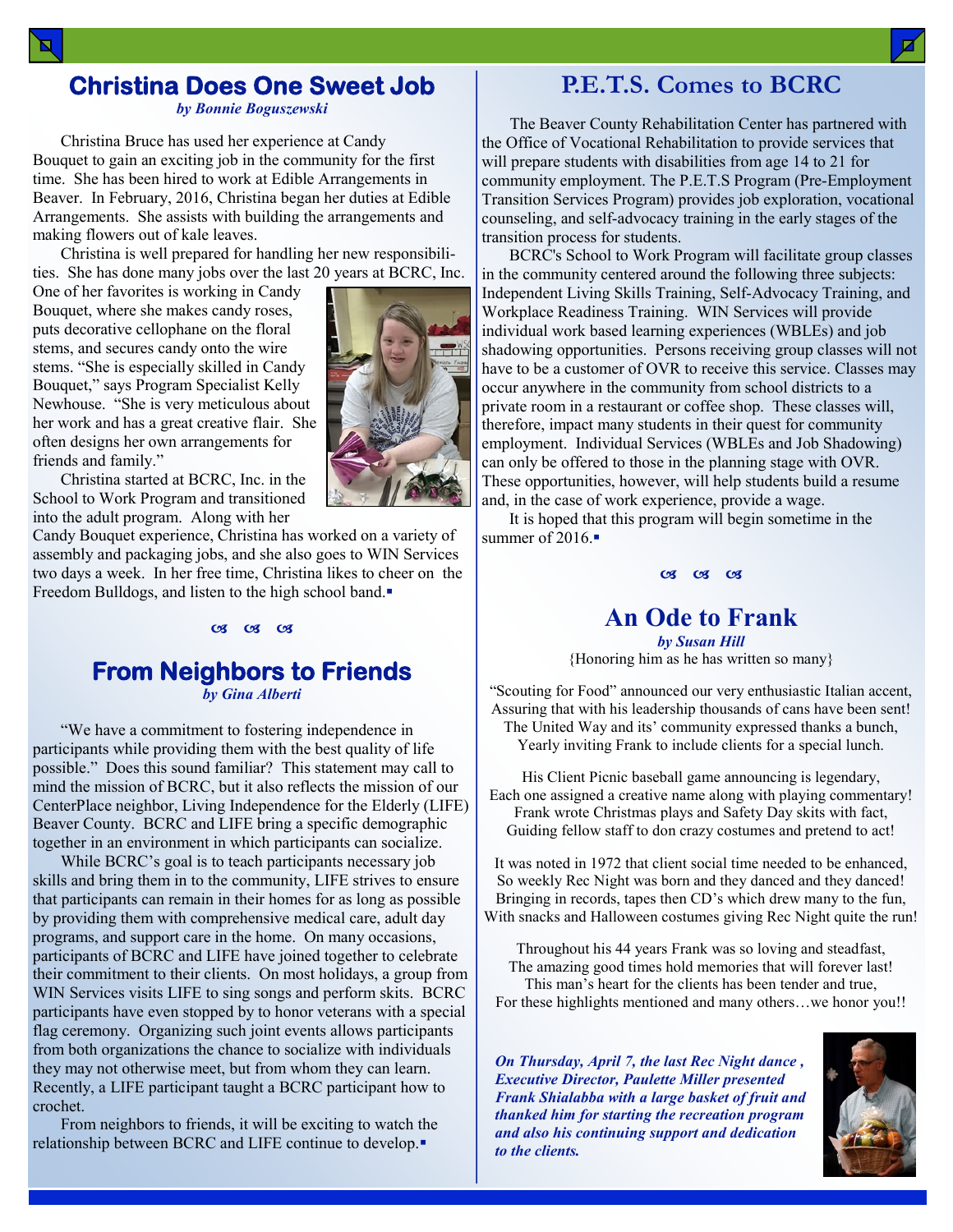## Christina Does One Sweet Job

*by Bonnie Boguszewski*

Christina Bruce has used her experience at Candy Bouquet to gain an exciting job in the community for the first time. She has been hired to work at Edible Arrangements in Beaver. In February, 2016, Christina began her duties at Edible Arrangements. She assists with building the arrangements and making flowers out of kale leaves.

Christina is well prepared for handling her new responsibilities. She has done many jobs over the last 20 years at BCRC, Inc. One of her favorites is working in Candy Bouquet, where she makes candy roses, puts decorative cellophane on the floral stems, and secures candy onto the wire stems. "She is especially skilled in Candy Bouquet," says Program Specialist Kelly Newhouse. "She is very meticulous about her work and has a great creative flair. She often designs her own arrangements for friends and family."

Christina started at BCRC, Inc. in the School to Work Program and transitioned into the adult program. Along with her Candy Bouquet experience, Christina has worked on a variety of assembly and packaging jobs, and she also goes to WIN Services two days a week. In her free time, Christina likes to cheer on the Freedom Bulldogs, and listen to the high school band.▪

## From Neighbors to Friends

*by Gina Alberti*

"We have a commitment to fostering independence in participants while providing them with the best quality of life possible." Does this sound familiar? This statement may call to mind the mission of BCRC, but it also reflects the mission of our CenterPlace neighbor, Living Independence for the Elderly (LIFE) Beaver County. BCRC and LIFE bring a specific demographic together in an environment in which participants can socialize.

While BCRC's goal is to teach participants necessary job skills and bring them in to the community, LIFE strives to ensure that participants can remain in their homes for as long as possible by providing them with comprehensive medical care, adult day programs, and support care in the home. On many occasions, participants of BCRC and LIFE have joined together to celebrate their commitment to their clients. On most holidays, a group from WIN Services visits LIFE to sing songs and perform skits. BCRC participants have even stopped by to honor veterans with a special flag ceremony. Organizing such joint events allows participants from both organizations the chance to socialize with individuals they may not otherwise meet, but from whom they can learn. Recently, a LIFE participant taught a BCRC participant how to crochet.

From neighbors to friends, it will be exciting to watch the relationship between BCRC and LIFE continue to develop.▪

## P.E.T.S. Comes to BCRC

The Beaver County Rehabilitation Center has partnered with the Office of Vocational Rehabilitation to provide services that will prepare students with disabilities from age 14 to 21 for community employment. The P.E.T.S Program (Pre-Employment Transition Services Program) provides job exploration, vocational counseling, and self-advocacy training in the early stages of the transition process for students.

BCRC's School to Work Program will facilitate group classes in the community centered around the following three subjects: Independent Living Skills Training, Self-Advocacy Training, and Workplace Readiness Training. WIN Services will provide individual work based learning experiences (WBLEs) and job shadowing opportunities. Persons receiving group classes will not have to be a customer of OVR to receive this service. Classes may occur anywhere in the community from school districts to a private room in a restaurant or coffee shop. These classes will, therefore, impact many students in their quest for community employment. Individual Services (WBLEs and Job Shadowing) can only be offered to those in the planning stage with OVR. These opportunities, however, will help students build a resume and, in the case of work experience, provide a wage.

It is hoped that this program will begin sometime in the summer of 2016.▪

## An Ode to Frank

*by Susan Hill*

{Honoring him as he has written so many}

"Scouting for Food" announced our very enthusiastic Italian accent,
Assuring that with his leadership thousands of cans have been sent!
The United Way and its' community expressed thanks a bunch,
Yearly inviting Frank to include clients for a special lunch.

His Client Picnic baseball game announcing is legendary,
Each one assigned a creative name along with playing commentary!
Frank wrote Christmas plays and Safety Day skits with fact,
Guiding fellow staff to don crazy costumes and pretend to act!

It was noted in 1972 that client social time needed to be enhanced,
So weekly Rec Night was born and they danced and they danced!
Bringing in records, tapes then CD's which drew many to the fun,
With snacks and Halloween costumes giving Rec Night quite the run!

Throughout his 44 years Frank was so loving and steadfast,
The amazing good times hold memories that will forever last!
This man's heart for the clients has been tender and true,
For these highlights mentioned and many others…we honor you!!

***On Thursday, April 7, the last Rec Night dance , Executive Director, Paulette Miller presented Frank Shialabba with a large basket of fruit and thanked him for starting the recreation program and also his continuing support and dedication to the clients.***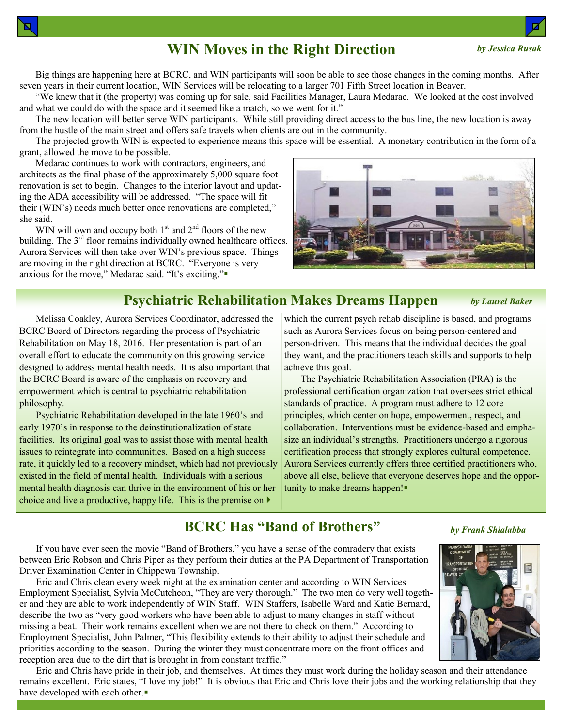## WIN Moves in the Right Direction

*by Jessica Rusak*

Big things are happening here at BCRC, and WIN participants will soon be able to see those changes in the coming months. After seven years in their current location, WIN Services will be relocating to a larger 701 Fifth Street location in Beaver.

"We knew that it (the property) was coming up for sale, said Facilities Manager, Laura Medarac. We looked at the cost involved and what we could do with the space and it seemed like a match, so we went for it."

The new location will better serve WIN participants. While still providing direct access to the bus line, the new location is away from the hustle of the main street and offers safe travels when clients are out in the community.

The projected growth WIN is expected to experience means this space will be essential. A monetary contribution in the form of a grant, allowed the move to be possible.

Medarac continues to work with contractors, engineers, and architects as the final phase of the approximately 5,000 square foot renovation is set to begin. Changes to the interior layout and updating the ADA accessibility will be addressed. "The space will fit their (WIN's) needs much better once renovations are completed," she said.

WIN will own and occupy both 1st and 2nd floors of the new building. The 3rd floor remains individually owned healthcare offices. Aurora Services will then take over WIN's previous space. Things are moving in the right direction at BCRC. "Everyone is very anxious for the move," Medarac said. "It's exciting."

## Psychiatric Rehabilitation Makes Dreams Happen

*by Laurel Baker*

Melissa Coakley, Aurora Services Coordinator, addressed the BCRC Board of Directors regarding the process of Psychiatric Rehabilitation on May 18, 2016. Her presentation is part of an overall effort to educate the community on this growing service designed to address mental health needs. It is also important that the BCRC Board is aware of the emphasis on recovery and empowerment which is central to psychiatric rehabilitation philosophy.

Psychiatric Rehabilitation developed in the late 1960's and early 1970's in response to the deinstitutionalization of state facilities. Its original goal was to assist those with mental health issues to reintegrate into communities. Based on a high success rate, it quickly led to a recovery mindset, which had not previously existed in the field of mental health. Individuals with a serious mental health diagnosis can thrive in the environment of his or her choice and live a productive, happy life. This is the premise on which the current psych rehab discipline is based, and programs such as Aurora Services focus on being person-centered and person-driven. This means that the individual decides the goal they want, and the practitioners teach skills and supports to help achieve this goal.

The Psychiatric Rehabilitation Association (PRA) is the professional certification organization that oversees strict ethical standards of practice. A program must adhere to 12 core principles, which center on hope, empowerment, respect, and collaboration. Interventions must be evidence-based and emphasize an individual's strengths. Practitioners undergo a rigorous certification process that strongly explores cultural competence. Aurora Services currently offers three certified practitioners who, above all else, believe that everyone deserves hope and the opportunity to make dreams happen!

## BCRC Has "Band of Brothers"

*by Frank Shialabba*

If you have ever seen the movie "Band of Brothers," you have a sense of the comradery that exists between Eric Robson and Chris Piper as they perform their duties at the PA Department of Transportation Driver Examination Center in Chippewa Township.

Eric and Chris clean every week night at the examination center and according to WIN Services Employment Specialist, Sylvia McCutcheon, "They are very thorough." The two men do very well together and they are able to work independently of WIN Staff. WIN Staffers, Isabelle Ward and Katie Bernard, describe the two as "very good workers who have been able to adjust to many changes in staff without missing a beat. Their work remains excellent when we are not there to check on them." According to Employment Specialist, John Palmer, "This flexibility extends to their ability to adjust their schedule and priorities according to the season. During the winter they must concentrate more on the front offices and reception area due to the dirt that is brought in from constant traffic."

Eric and Chris have pride in their job, and themselves. At times they must work during the holiday season and their attendance remains excellent. Eric states, "I love my job!" It is obvious that Eric and Chris love their jobs and the working relationship that they have developed with each other.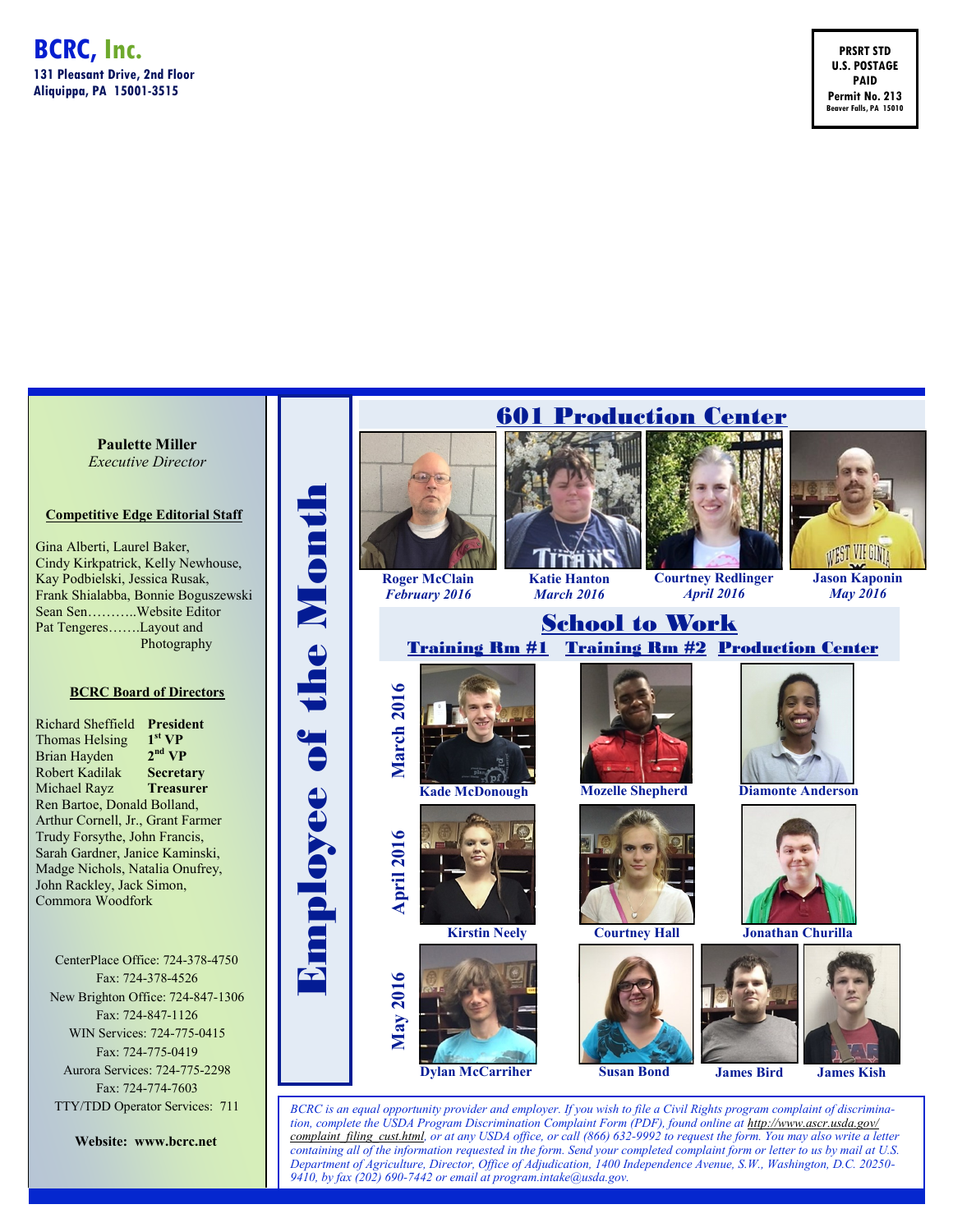**BCRC, Inc.**
**131 Pleasant Drive, 2nd Floor**
**Aliquippa, PA 15001-3515**

PRSRT STD
U.S. POSTAGE
PAID
Permit No. 213
Beaver Falls, PA 15010

**Paulette Miller**
*Executive Director*

**Competitive Edge Editorial Staff**

Gina Alberti, Laurel Baker, Cindy Kirkpatrick, Kelly Newhouse, Kay Podbielski, Jessica Rusak, Frank Shialabba, Bonnie Boguszewski
Sean Sen………..Website Editor
Pat Tengeres…….Layout and Photography

**BCRC Board of Directors**

Richard Sheffield **President**
Thomas Helsing **1st VP**
Brian Hayden **2nd VP**
Robert Kadilak **Secretary**
Michael Rayz **Treasurer**
Ren Bartoe, Donald Bolland, Arthur Cornell, Jr., Grant Farmer, Trudy Forsythe, John Francis, Sarah Gardner, Janice Kaminski, Madge Nichols, Natalia Onufrey, John Rackley, Jack Simon, Commora Woodfork

CenterPlace Office: 724-378-4750
Fax: 724-378-4526
New Brighton Office: 724-847-1306
Fax: 724-847-1126
WIN Services: 724-775-0415
Fax: 724-775-0419
Aurora Services: 724-775-2298
Fax: 724-774-7603
TTY/TDD Operator Services: 711

**Website: www.bcrc.net**

# Employee of the Month

## 601 Production Center

**Roger McClain** *February 2016*

**Katie Hanton** *March 2016*

**Courtney Redlinger** *April 2016*

**Jason Kaponin** *May 2016*

## School to Work

| | Training Rm #1 | Training Rm #2 | Production Center |
|---|---|---|---|
| March 2016 | Kade McDonough | Mozelle Shepherd | Diamonte Anderson |
| April 2016 | Kirstin Neely | Courtney Hall | Jonathan Churilla |
| May 2016 | Dylan McCarriher | Susan Bond | James Bird, James Kish |

*BCRC is an equal opportunity provider and employer. If you wish to file a Civil Rights program complaint of discrimination, complete the USDA Program Discrimination Complaint Form (PDF), found online at http://www.ascr.usda.gov/complaint_filing_cust.html, or at any USDA office, or call (866) 632-9992 to request the form. You may also write a letter containing all of the information requested in the form. Send your completed complaint form or letter to us by mail at U.S. Department of Agriculture, Director, Office of Adjudication, 1400 Independence Avenue, S.W., Washington, D.C. 20250-9410, by fax (202) 690-7442 or email at program.intake@usda.gov.*